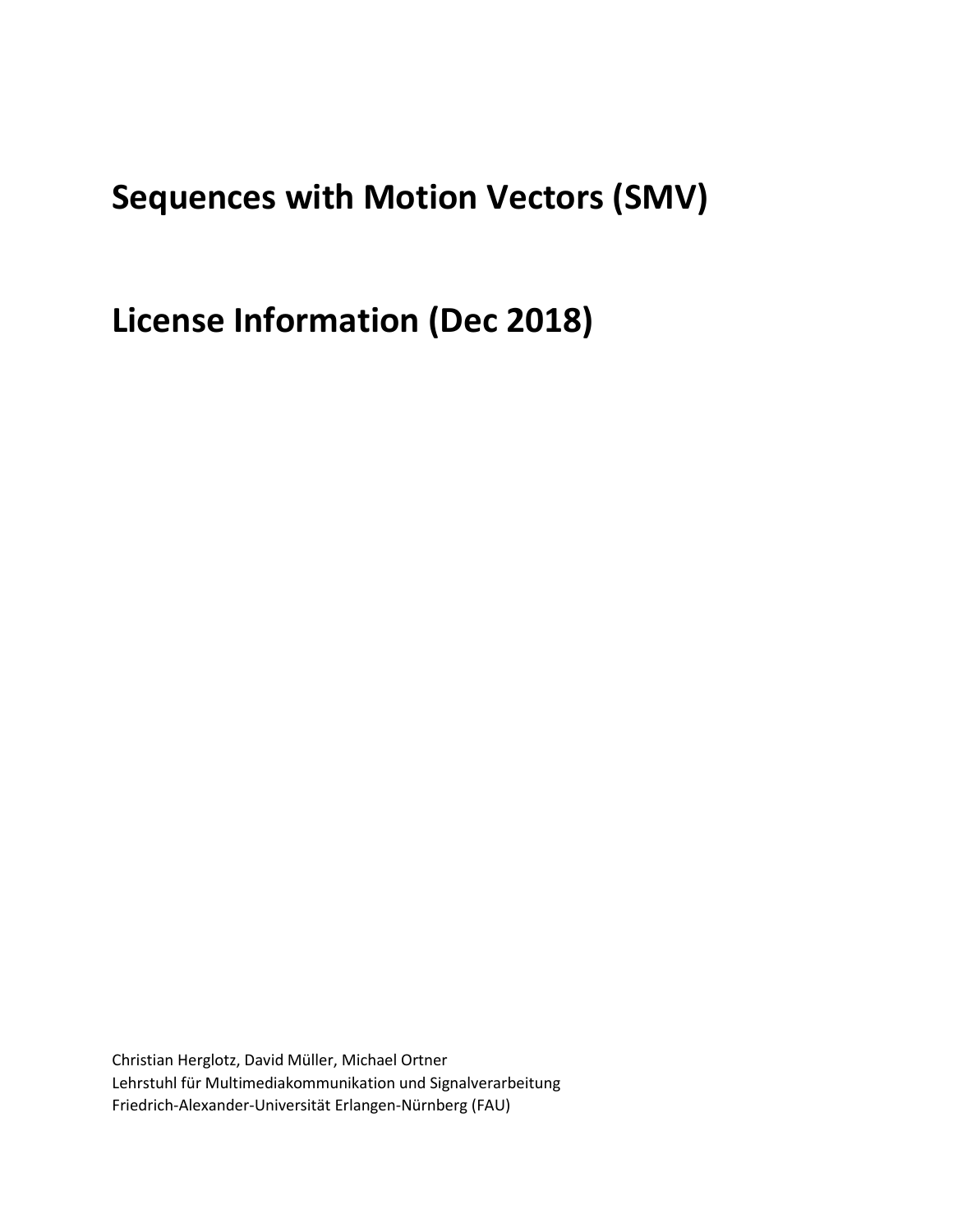# Sequences with Motion Vectors (SMV)

# License Information (Dec 2018)

Christian Herglotz, David Müller, Michael Ortner
Lehrstuhl für Multimediakommunikation und Signalverarbeitung
Friedrich-Alexander-Universität Erlangen-Nürnberg (FAU)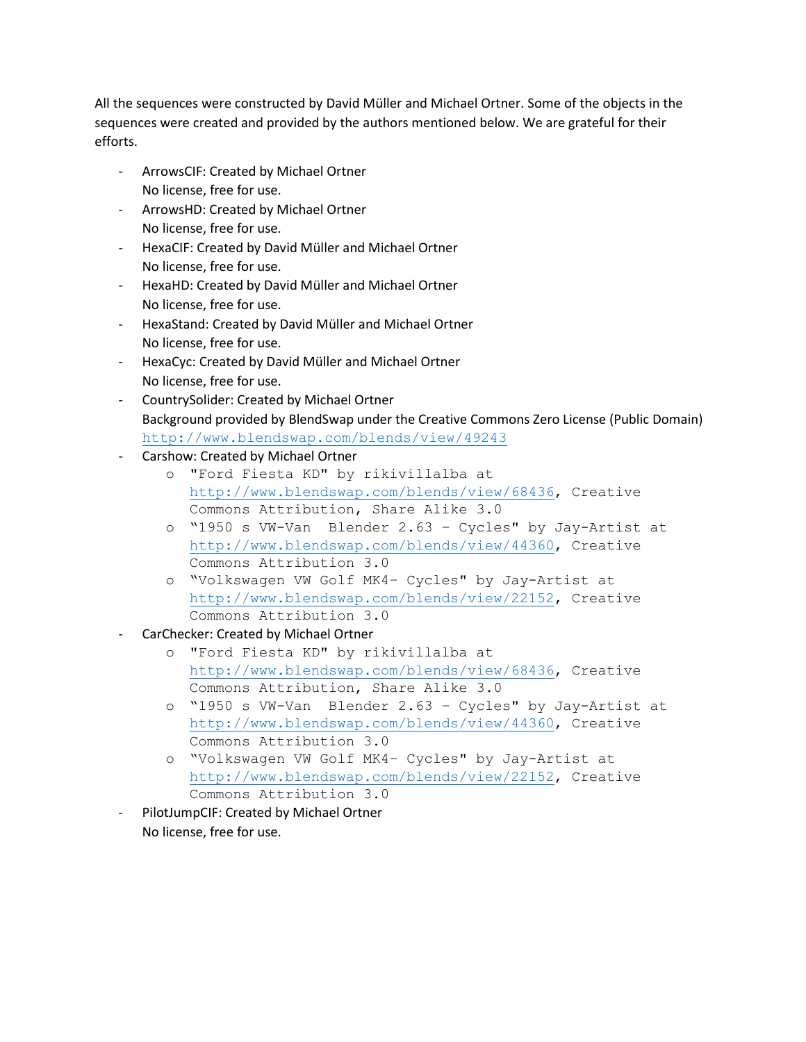All the sequences were constructed by David Müller and Michael Ortner. Some of the objects in the sequences were created and provided by the authors mentioned below. We are grateful for their efforts.

- ArrowsCIF: Created by Michael Ortner
  No license, free for use.
- ArrowsHD: Created by Michael Ortner
  No license, free for use.
- HexaCIF: Created by David Müller and Michael Ortner
  No license, free for use.
- HexaHD: Created by David Müller and Michael Ortner
  No license, free for use.
- HexaStand: Created by David Müller and Michael Ortner
  No license, free for use.
- HexaCyc: Created by David Müller and Michael Ortner
  No license, free for use.
- CountrySolider: Created by Michael Ortner
  Background provided by BlendSwap under the Creative Commons Zero License (Public Domain)
  http://www.blendswap.com/blends/view/49243
- Carshow: Created by Michael Ortner
  - "Ford Fiesta KD" by rikivillalba at http://www.blendswap.com/blends/view/68436, Creative Commons Attribution, Share Alike 3.0
  - "1950 s VW-Van Blender 2.63 - Cycles" by Jay-Artist at http://www.blendswap.com/blends/view/44360, Creative Commons Attribution 3.0
  - "Volkswagen VW Golf MK4- Cycles" by Jay-Artist at http://www.blendswap.com/blends/view/22152, Creative Commons Attribution 3.0
- CarChecker: Created by Michael Ortner
  - "Ford Fiesta KD" by rikivillalba at http://www.blendswap.com/blends/view/68436, Creative Commons Attribution, Share Alike 3.0
  - "1950 s VW-Van Blender 2.63 - Cycles" by Jay-Artist at http://www.blendswap.com/blends/view/44360, Creative Commons Attribution 3.0
  - "Volkswagen VW Golf MK4- Cycles" by Jay-Artist at http://www.blendswap.com/blends/view/22152, Creative Commons Attribution 3.0
- PilotJumpCIF: Created by Michael Ortner
  No license, free for use.